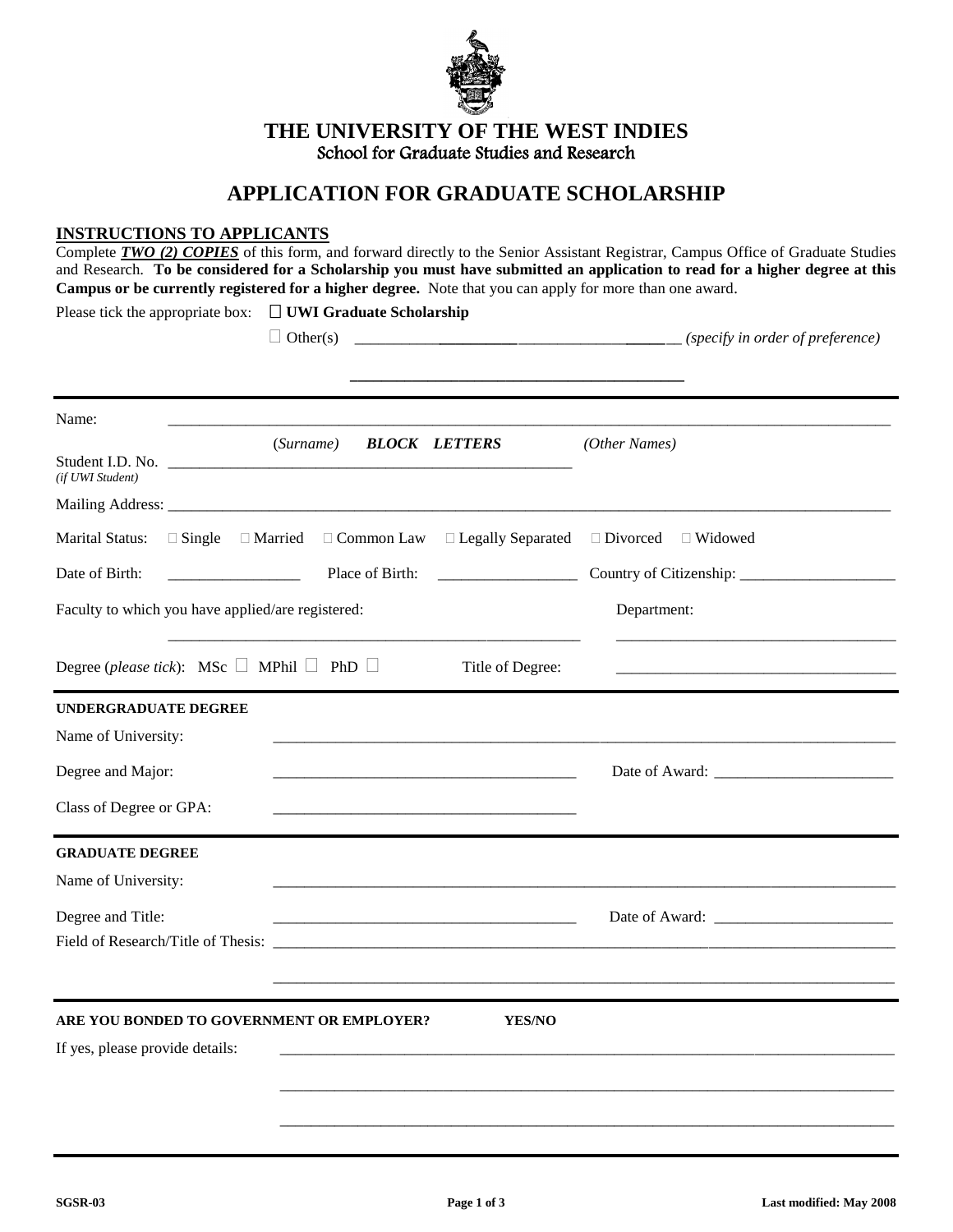# THE UNIVERSITY OF THE WEST INDIES

School for Graduate Studies and Research

## APPLICATION FOR GRADUATE SCHOLARSHIP

**INSTRUCTIONS TO APPLICANTS**

Complete ***TWO (2) COPIES*** of this form, and forward directly to the Senior Assistant Registrar, Campus Office of Graduate Studies and Research. **To be considered for a Scholarship you must have submitted an application to read for a higher degree at this Campus or be currently registered for a higher degree.** Note that you can apply for more than one award.

Please tick the appropriate box: ☐ **UWI Graduate Scholarship**

☐ Other(s) ______________________________________ *(specify in order of preference)*

______________________________________

---

Name: ______________________________________________________________________

(*Surname*) ***BLOCK LETTERS*** *(Other Names)*

Student I.D. No. ____________________________________
*(if UWI Student)*

Mailing Address: ____________________________________________________________

Marital Status: ☐ Single ☐ Married ☐ Common Law ☐ Legally Separated ☐ Divorced ☐ Widowed

Date of Birth: ______________ Place of Birth: ______________ Country of Citizenship: ______________

Faculty to which you have applied/are registered: ______________________ Department: ______________________

Degree (*please tick*): MSc ☐ MPhil ☐ PhD ☐ Title of Degree: ______________________

---

**UNDERGRADUATE DEGREE**

Name of University: ______________________________________________

Degree and Major: ____________________________ Date of Award: ______________

Class of Degree or GPA: ____________________________

---

**GRADUATE DEGREE**

Name of University: ______________________________________________

Degree and Title: ____________________________ Date of Award: ______________

Field of Research/Title of Thesis: ______________________________________________

______________________________________________

---

**ARE YOU BONDED TO GOVERNMENT OR EMPLOYER? YES/NO**

If yes, please provide details: ______________________________________________

______________________________________________

______________________________________________

---

**SGSR-03** **Last modified: May 2008**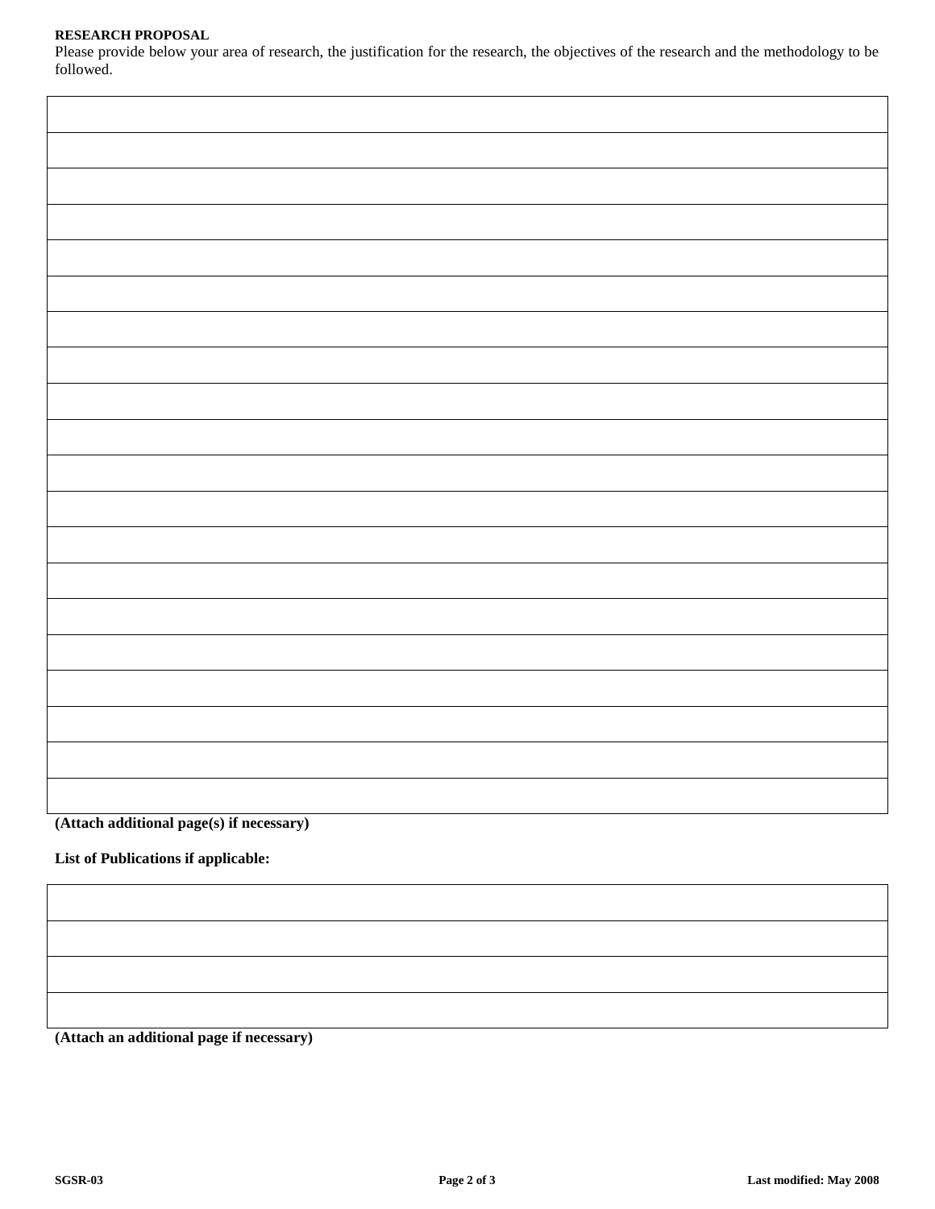**RESEARCH PROPOSAL**

Please provide below your area of research, the justification for the research, the objectives of the research and the methodology to be followed.

| |
|---|
| |
| |
| |
| |
| |
| |
| |
| |
| |
| |
| |
| |
| |
| |
| |
| |
| |
| |
| |

**(Attach additional page(s) if necessary)**

**List of Publications if applicable:**

| |
|---|
| |
| |
| |
| |

**(Attach an additional page if necessary)**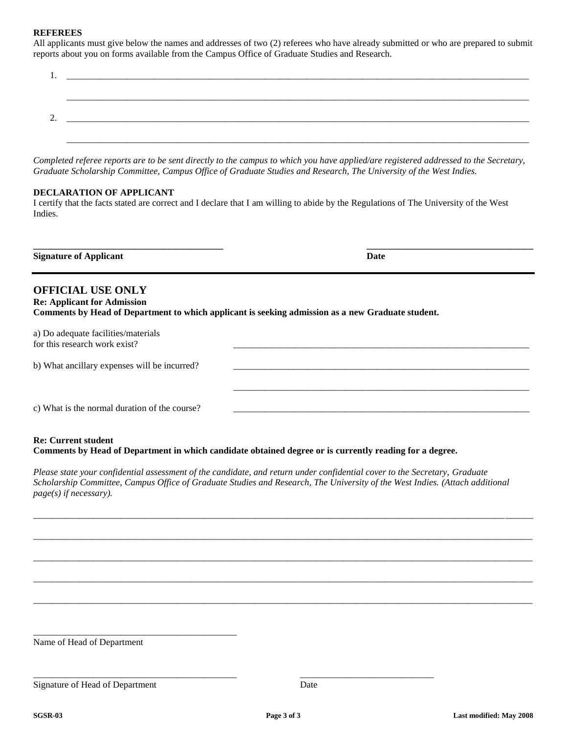**REFEREES**

All applicants must give below the names and addresses of two (2) referees who have already submitted or who are prepared to submit reports about you on forms available from the Campus Office of Graduate Studies and Research.

1. ______________________________________________________________________________

   ______________________________________________________________________________

2. ______________________________________________________________________________

   ______________________________________________________________________________

*Completed referee reports are to be sent directly to the campus to which you have applied/are registered addressed to the Secretary, Graduate Scholarship Committee, Campus Office of Graduate Studies and Research, The University of the West Indies.*

**DECLARATION OF APPLICANT**

I certify that the facts stated are correct and I declare that I am willing to abide by the Regulations of The University of the West Indies.

________________________________________ ________________________________________

**Signature of Applicant** **Date**

---

## OFFICIAL USE ONLY

**Re: Applicant for Admission**

**Comments by Head of Department to which applicant is seeking admission as a new Graduate student.**

a) Do adequate facilities/materials for this research work exist? ______________________________________________

b) What ancillary expenses will be incurred? ______________________________________________

______________________________________________

c) What is the normal duration of the course? ______________________________________________

**Re: Current student**

**Comments by Head of Department in which candidate obtained degree or is currently reading for a degree.**

*Please state your confidential assessment of the candidate, and return under confidential cover to the Secretary, Graduate Scholarship Committee, Campus Office of Graduate Studies and Research, The University of the West Indies. (Attach additional page(s) if necessary).*

______________________________________________________________________________

______________________________________________________________________________

______________________________________________________________________________

______________________________________________________________________________

______________________________________________________________________________

________________________________________

Name of Head of Department

________________________________________ ____________________________

Signature of Head of Department Date

SGSR-03 Last modified: May 2008